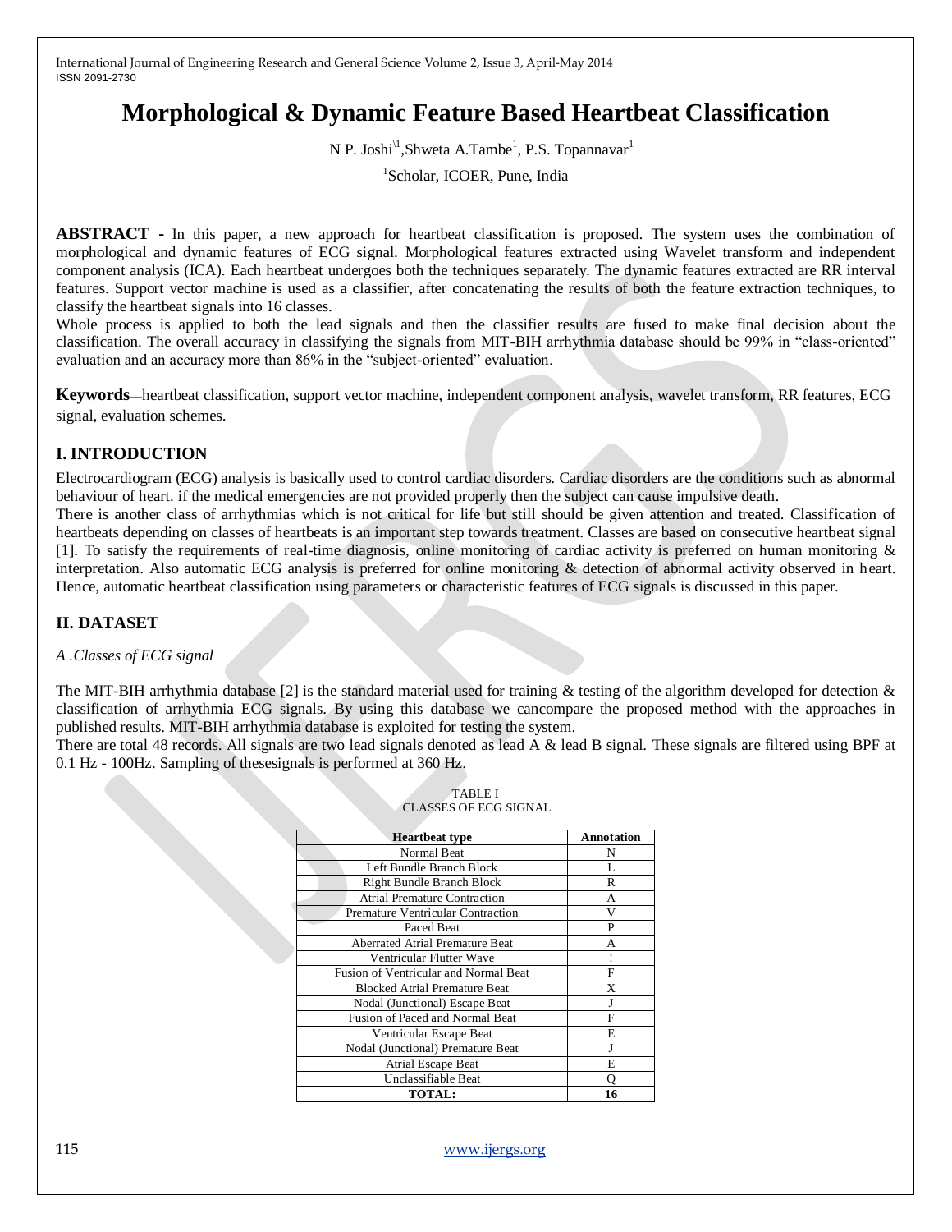# Morphological & Dynamic Feature Based Heartbeat Classification

N P. Joshi[\1], Shweta A.Tambe[1], P.S. Topannavar[1]

[1]Scholar, ICOER, Pune, India

**ABSTRACT -** In this paper, a new approach for heartbeat classification is proposed. The system uses the combination of morphological and dynamic features of ECG signal. Morphological features extracted using Wavelet transform and independent component analysis (ICA). Each heartbeat undergoes both the techniques separately. The dynamic features extracted are RR interval features. Support vector machine is used as a classifier, after concatenating the results of both the feature extraction techniques, to classify the heartbeat signals into 16 classes.

Whole process is applied to both the lead signals and then the classifier results are fused to make final decision about the classification. The overall accuracy in classifying the signals from MIT-BIH arrhythmia database should be 99% in "class-oriented" evaluation and an accuracy more than 86% in the "subject-oriented" evaluation.

**Keywords**—heartbeat classification, support vector machine, independent component analysis, wavelet transform, RR features, ECG signal, evaluation schemes.

## I. INTRODUCTION

Electrocardiogram (ECG) analysis is basically used to control cardiac disorders. Cardiac disorders are the conditions such as abnormal behaviour of heart. if the medical emergencies are not provided properly then the subject can cause impulsive death.

There is another class of arrhythmias which is not critical for life but still should be given attention and treated. Classification of heartbeats depending on classes of heartbeats is an important step towards treatment. Classes are based on consecutive heartbeat signal [1]. To satisfy the requirements of real-time diagnosis, online monitoring of cardiac activity is preferred on human monitoring & interpretation. Also automatic ECG analysis is preferred for online monitoring & detection of abnormal activity observed in heart. Hence, automatic heartbeat classification using parameters or characteristic features of ECG signals is discussed in this paper.

## II. DATASET

*A .Classes of ECG signal*

The MIT-BIH arrhythmia database [2] is the standard material used for training & testing of the algorithm developed for detection & classification of arrhythmia ECG signals. By using this database we cancompare the proposed method with the approaches in published results. MIT-BIH arrhythmia database is exploited for testing the system.

There are total 48 records. All signals are two lead signals denoted as lead A & lead B signal. These signals are filtered using BPF at 0.1 Hz - 100Hz. Sampling of thesesignals is performed at 360 Hz.

TABLE I
CLASSES OF ECG SIGNAL

| Heartbeat type | Annotation |
|---|---|
| Normal Beat | N |
| Left Bundle Branch Block | L |
| Right Bundle Branch Block | R |
| Atrial Premature Contraction | A |
| Premature Ventricular Contraction | V |
| Paced Beat | P |
| Aberrated Atrial Premature Beat | A |
| Ventricular Flutter Wave | ! |
| Fusion of Ventricular and Normal Beat | F |
| Blocked Atrial Premature Beat | X |
| Nodal (Junctional) Escape Beat | J |
| Fusion of Paced and Normal Beat | F |
| Ventricular Escape Beat | E |
| Nodal (Junctional) Premature Beat | J |
| Atrial Escape Beat | E |
| Unclassifiable Beat | Q |
| **TOTAL:** | **16** |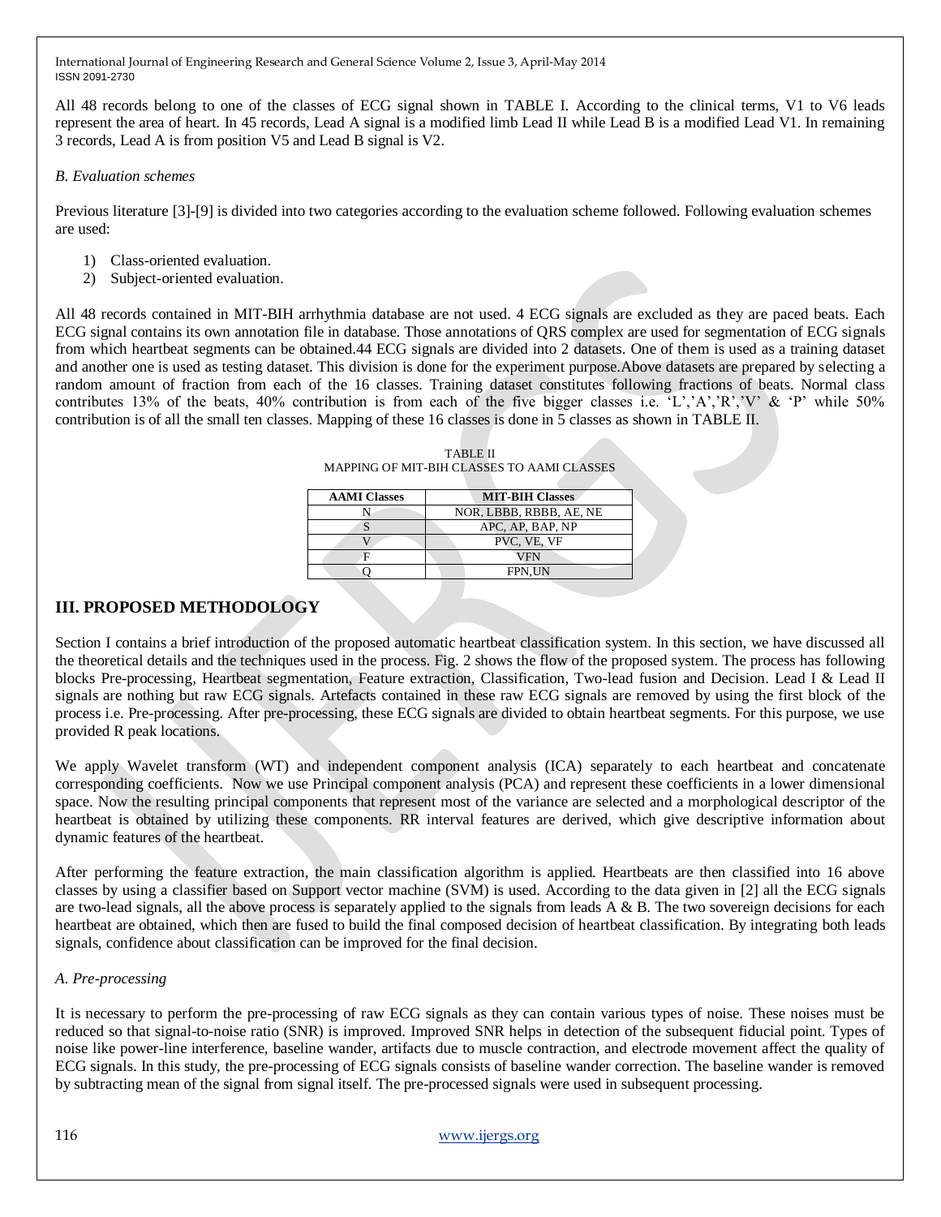All 48 records belong to one of the classes of ECG signal shown in TABLE I. According to the clinical terms, V1 to V6 leads represent the area of heart. In 45 records, Lead A signal is a modified limb Lead II while Lead B is a modified Lead V1. In remaining 3 records, Lead A is from position V5 and Lead B signal is V2.

*B. Evaluation schemes*

Previous literature [3]-[9] is divided into two categories according to the evaluation scheme followed. Following evaluation schemes are used:

1) Class-oriented evaluation.
2) Subject-oriented evaluation.

All 48 records contained in MIT-BIH arrhythmia database are not used. 4 ECG signals are excluded as they are paced beats. Each ECG signal contains its own annotation file in database. Those annotations of QRS complex are used for segmentation of ECG signals from which heartbeat segments can be obtained.44 ECG signals are divided into 2 datasets. One of them is used as a training dataset and another one is used as testing dataset. This division is done for the experiment purpose.Above datasets are prepared by selecting a random amount of fraction from each of the 16 classes. Training dataset constitutes following fractions of beats. Normal class contributes 13% of the beats, 40% contribution is from each of the five bigger classes i.e. 'L','A','R','V' & 'P' while 50% contribution is of all the small ten classes. Mapping of these 16 classes is done in 5 classes as shown in TABLE II.

TABLE II
MAPPING OF MIT-BIH CLASSES TO AAMI CLASSES

| AAMI Classes | MIT-BIH Classes |
|---|---|
| N | NOR, LBBB, RBBB, AE, NE |
| S | APC, AP, BAP, NP |
| V | PVC, VE, VF |
| F | VFN |
| Q | FPN,UN |

## III. PROPOSED METHODOLOGY

Section I contains a brief introduction of the proposed automatic heartbeat classification system. In this section, we have discussed all the theoretical details and the techniques used in the process. Fig. 2 shows the flow of the proposed system. The process has following blocks Pre-processing, Heartbeat segmentation, Feature extraction, Classification, Two-lead fusion and Decision. Lead I & Lead II signals are nothing but raw ECG signals. Artefacts contained in these raw ECG signals are removed by using the first block of the process i.e. Pre-processing. After pre-processing, these ECG signals are divided to obtain heartbeat segments. For this purpose, we use provided R peak locations.

We apply Wavelet transform (WT) and independent component analysis (ICA) separately to each heartbeat and concatenate corresponding coefficients. Now we use Principal component analysis (PCA) and represent these coefficients in a lower dimensional space. Now the resulting principal components that represent most of the variance are selected and a morphological descriptor of the heartbeat is obtained by utilizing these components. RR interval features are derived, which give descriptive information about dynamic features of the heartbeat.

After performing the feature extraction, the main classification algorithm is applied. Heartbeats are then classified into 16 above classes by using a classifier based on Support vector machine (SVM) is used. According to the data given in [2] all the ECG signals are two-lead signals, all the above process is separately applied to the signals from leads A & B. The two sovereign decisions for each heartbeat are obtained, which then are fused to build the final composed decision of heartbeat classification. By integrating both leads signals, confidence about classification can be improved for the final decision.

*A. Pre-processing*

It is necessary to perform the pre-processing of raw ECG signals as they can contain various types of noise. These noises must be reduced so that signal-to-noise ratio (SNR) is improved. Improved SNR helps in detection of the subsequent fiducial point. Types of noise like power-line interference, baseline wander, artifacts due to muscle contraction, and electrode movement affect the quality of ECG signals. In this study, the pre-processing of ECG signals consists of baseline wander correction. The baseline wander is removed by subtracting mean of the signal from signal itself. The pre-processed signals were used in subsequent processing.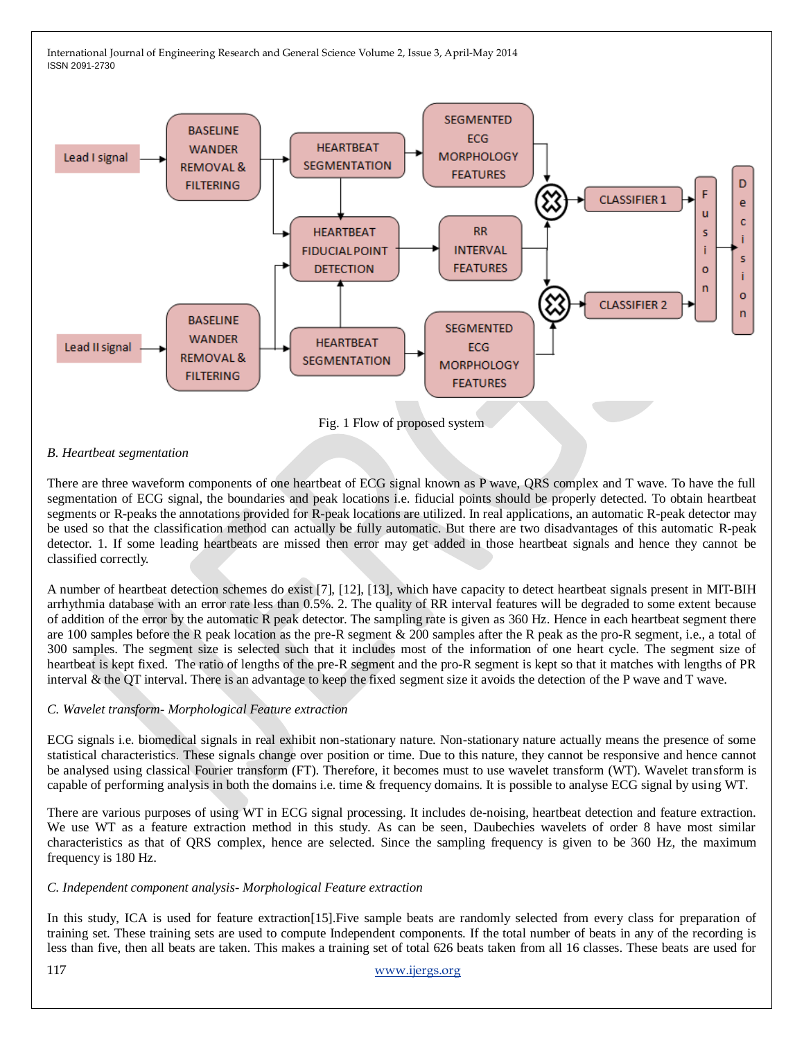Fig. 1 Flow of proposed system

*B. Heartbeat segmentation*

There are three waveform components of one heartbeat of ECG signal known as P wave, QRS complex and T wave. To have the full segmentation of ECG signal, the boundaries and peak locations i.e. fiducial points should be properly detected. To obtain heartbeat segments or R-peaks the annotations provided for R-peak locations are utilized. In real applications, an automatic R-peak detector may be used so that the classification method can actually be fully automatic. But there are two disadvantages of this automatic R-peak detector. 1. If some leading heartbeats are missed then error may get added in those heartbeat signals and hence they cannot be classified correctly.

A number of heartbeat detection schemes do exist [7], [12], [13], which have capacity to detect heartbeat signals present in MIT-BIH arrhythmia database with an error rate less than 0.5%. 2. The quality of RR interval features will be degraded to some extent because of addition of the error by the automatic R peak detector. The sampling rate is given as 360 Hz. Hence in each heartbeat segment there are 100 samples before the R peak location as the pre-R segment & 200 samples after the R peak as the pro-R segment, i.e., a total of 300 samples. The segment size is selected such that it includes most of the information of one heart cycle. The segment size of heartbeat is kept fixed. The ratio of lengths of the pre-R segment and the pro-R segment is kept so that it matches with lengths of PR interval & the QT interval. There is an advantage to keep the fixed segment size it avoids the detection of the P wave and T wave.

*C. Wavelet transform- Morphological Feature extraction*

ECG signals i.e. biomedical signals in real exhibit non-stationary nature. Non-stationary nature actually means the presence of some statistical characteristics. These signals change over position or time. Due to this nature, they cannot be responsive and hence cannot be analysed using classical Fourier transform (FT). Therefore, it becomes must to use wavelet transform (WT). Wavelet transform is capable of performing analysis in both the domains i.e. time & frequency domains. It is possible to analyse ECG signal by using WT.

There are various purposes of using WT in ECG signal processing. It includes de-noising, heartbeat detection and feature extraction. We use WT as a feature extraction method in this study. As can be seen, Daubechies wavelets of order 8 have most similar characteristics as that of QRS complex, hence are selected. Since the sampling frequency is given to be 360 Hz, the maximum frequency is 180 Hz.

*C. Independent component analysis- Morphological Feature extraction*

In this study, ICA is used for feature extraction[15].Five sample beats are randomly selected from every class for preparation of training set. These training sets are used to compute Independent components. If the total number of beats in any of the recording is less than five, then all beats are taken. This makes a training set of total 626 beats taken from all 16 classes. These beats are used for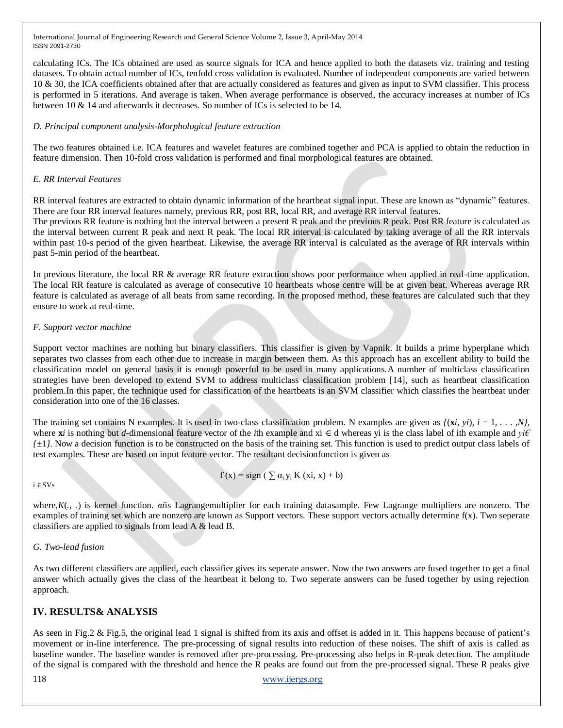calculating ICs. The ICs obtained are used as source signals for ICA and hence applied to both the datasets viz. training and testing datasets. To obtain actual number of ICs, tenfold cross validation is evaluated. Number of independent components are varied between 10 & 30, the ICA coefficients obtained after that are actually considered as features and given as input to SVM classifier. This process is performed in 5 iterations. And average is taken. When average performance is observed, the accuracy increases at number of ICs between 10 & 14 and afterwards it decreases. So number of ICs is selected to be 14.

### *D. Principal component analysis-Morphological feature extraction*

The two features obtained i.e. ICA features and wavelet features are combined together and PCA is applied to obtain the reduction in feature dimension. Then 10-fold cross validation is performed and final morphological features are obtained.

### *E. RR Interval Features*

RR interval features are extracted to obtain dynamic information of the heartbeat signal input. These are known as “dynamic” features. There are four RR interval features namely, previous RR, post RR, local RR, and average RR interval features.
The previous RR feature is nothing but the interval between a present R peak and the previous R peak. Post RR feature is calculated as the interval between current R peak and next R peak. The local RR interval is calculated by taking average of all the RR intervals within past 10-s period of the given heartbeat. Likewise, the average RR interval is calculated as the average of RR intervals within past 5-min period of the heartbeat.

In previous literature, the local RR & average RR feature extraction shows poor performance when applied in real-time application. The local RR feature is calculated as average of consecutive 10 heartbeats whose centre will be at given beat. Whereas average RR feature is calculated as average of all beats from same recording. In the proposed method, these features are calculated such that they ensure to work at real-time.

### *F. Support vector machine*

Support vector machines are nothing but binary classifiers. This classifier is given by Vapnik. It builds a prime hyperplane which separates two classes from each other due to increase in margin between them. As this approach has an excellent ability to build the classification model on general basis it is enough powerful to be used in many applications.A number of multiclass classification strategies have been developed to extend SVM to address multiclass classification problem [14], such as heartbeat classification problem.In this paper, the technique used for classification of the heartbeats is an SVM classifier which classifies the heartbeat under consideration into one of the 16 classes.

The training set contains N examples. It is used in two-class classification problem. N examples are given as $\{(\mathbf{x}_i, y_i), i = 1, \ldots, N\}$, where $\mathbf{x}_i$ is nothing but $d$-dimensional feature vector of the $i$th example and $x_i \in d$ whereas $y_i$ is the class label of ith example and $y_i \in \{\pm 1\}$. Now a decision function is to be constructed on the basis of the training set. This function is used to predict output class labels of test examples. These are based on input feature vector. The resultant decisionfunction is given as

$$f(x) = \text{sign}\left(\sum_{i \in SVs} \alpha_i y_i K(x_i, x) + b\right)$$

where, $K(.,.)$ is kernel function. $\alpha_i$ is Lagrangemultiplier for each training datasample. Few Lagrange multipliers are nonzero. The examples of training set which are nonzero are known as Support vectors. These support vectors actually determine f(x). Two seperate classifiers are applied to signals from lead A & lead B.

### *G. Two-lead fusion*

As two different classifiers are applied, each classifier gives its seperate answer. Now the two answers are fused together to get a final answer which actually gives the class of the heartbeat it belong to. Two seperate answers can be fused together by using rejection approach.

## IV. RESULTS& ANALYSIS

As seen in Fig.2 & Fig.5, the original lead 1 signal is shifted from its axis and offset is added in it. This happens because of patient’s movement or in-line interference. The pre-processing of signal results into reduction of these noises. The shift of axis is called as baseline wander. The baseline wander is removed after pre-processing. Pre-processing also helps in R-peak detection. The amplitude of the signal is compared with the threshold and hence the R peaks are found out from the pre-processed signal. These R peaks give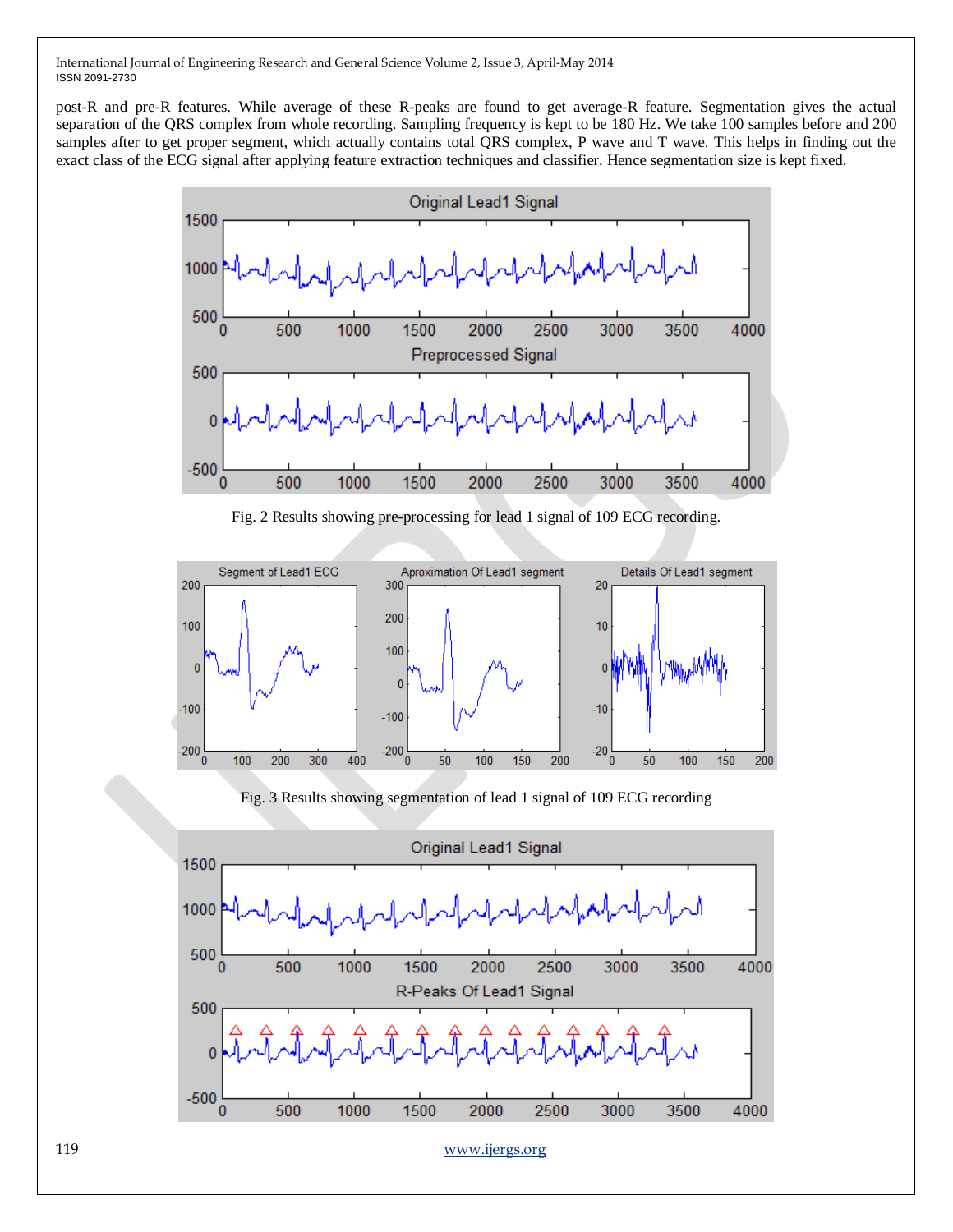post-R and pre-R features. While average of these R-peaks are found to get average-R feature. Segmentation gives the actual separation of the QRS complex from whole recording. Sampling frequency is kept to be 180 Hz. We take 100 samples before and 200 samples after to get proper segment, which actually contains total QRS complex, P wave and T wave. This helps in finding out the exact class of the ECG signal after applying feature extraction techniques and classifier. Hence segmentation size is kept fixed.

Fig. 2 Results showing pre-processing for lead 1 signal of 109 ECG recording.

Fig. 3 Results showing segmentation of lead 1 signal of 109 ECG recording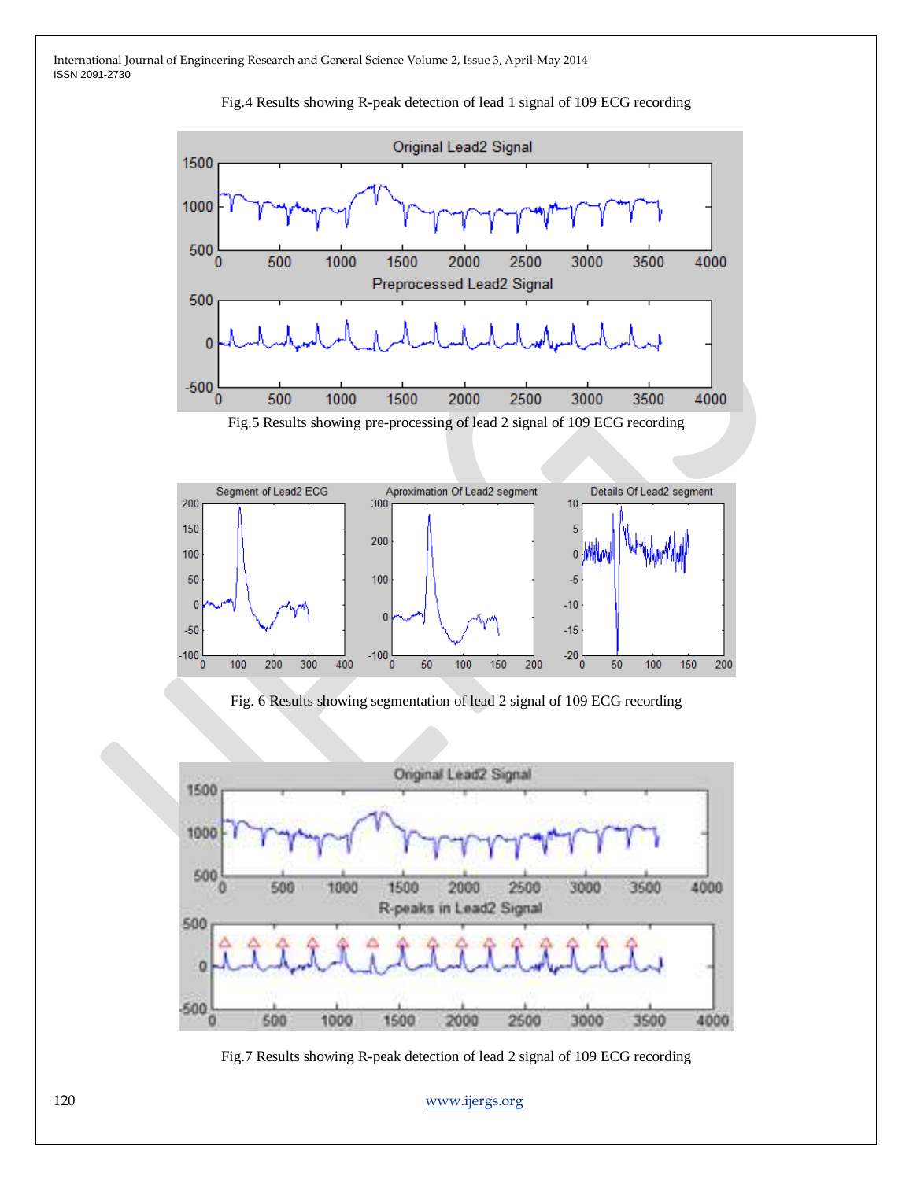Fig.4 Results showing R-peak detection of lead 1 signal of 109 ECG recording

Fig.5 Results showing pre-processing of lead 2 signal of 109 ECG recording

Fig. 6 Results showing segmentation of lead 2 signal of 109 ECG recording

Fig.7 Results showing R-peak detection of lead 2 signal of 109 ECG recording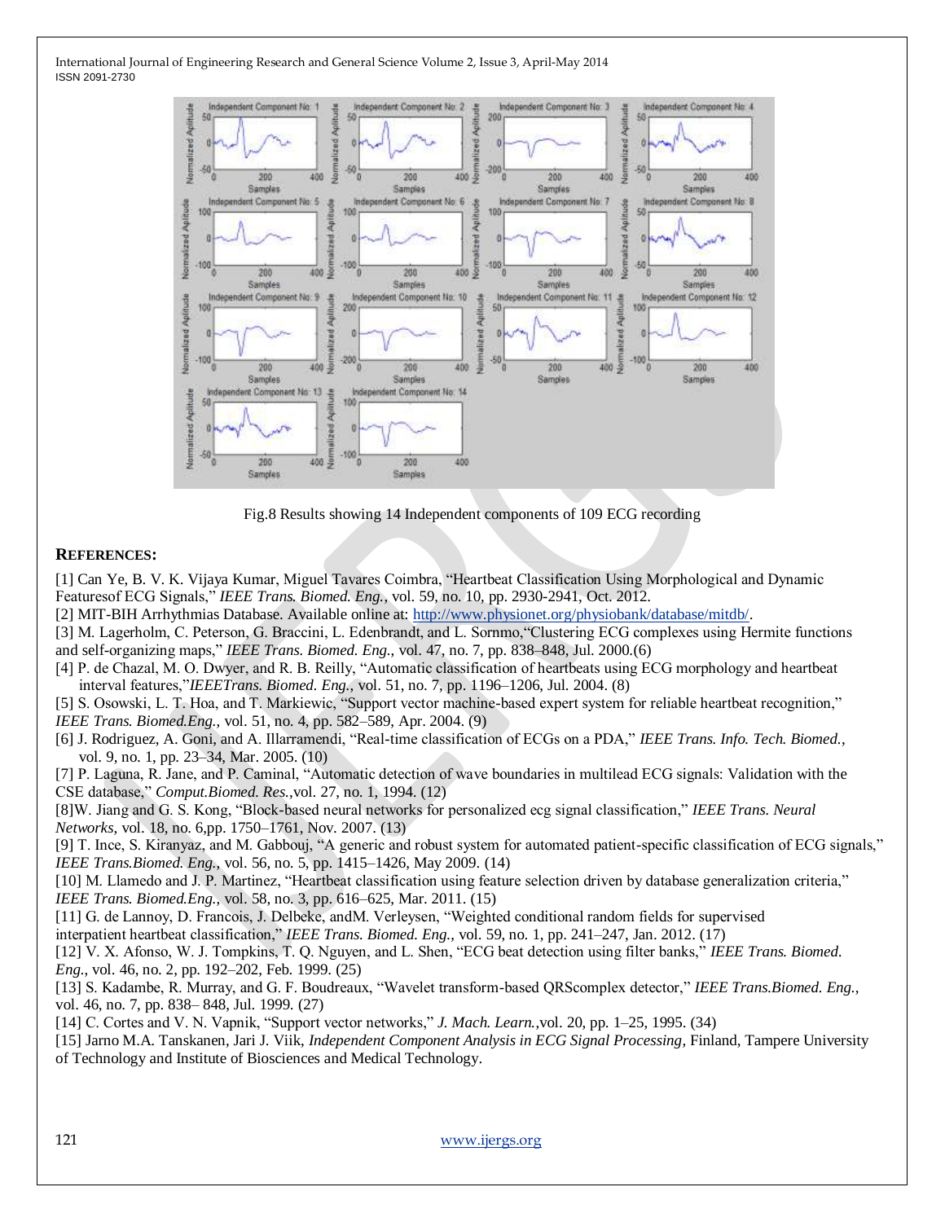Independent Component No: 1
Independent Component No: 2
Independent Component No: 3
Independent Component No: 4
Independent Component No: 5
Independent Component No: 6
Independent Component No: 7
Independent Component No: 8
Independent Component No: 9
Independent Component No: 10
Independent Component No: 11
Independent Component No: 12
Independent Component No: 13
Independent Component No: 14
Normalized Apilitude
Samples

Fig.8 Results showing 14 Independent components of 109 ECG recording

## REFERENCES:

[1] Can Ye, B. V. K. Vijaya Kumar, Miguel Tavares Coimbra, "Heartbeat Classification Using Morphological and Dynamic Featuresof ECG Signals," *IEEE Trans. Biomed. Eng.*, vol. 59, no. 10, pp. 2930-2941, Oct. 2012.

[2] MIT-BIH Arrhythmias Database. Available online at: http://www.physionet.org/physiobank/database/mitdb/.

[3] M. Lagerholm, C. Peterson, G. Braccini, L. Edenbrandt, and L. Sornmo,"Clustering ECG complexes using Hermite functions and self-organizing maps," *IEEE Trans. Biomed. Eng.*, vol. 47, no. 7, pp. 838–848, Jul. 2000.(6)

[4] P. de Chazal, M. O. Dwyer, and R. B. Reilly, "Automatic classification of heartbeats using ECG morphology and heartbeat interval features,"*IEEETrans. Biomed. Eng.*, vol. 51, no. 7, pp. 1196–1206, Jul. 2004. (8)

[5] S. Osowski, L. T. Hoa, and T. Markiewic, "Support vector machine-based expert system for reliable heartbeat recognition," *IEEE Trans. Biomed.Eng.*, vol. 51, no. 4, pp. 582–589, Apr. 2004. (9)

[6] J. Rodriguez, A. Goni, and A. Illarramendi, "Real-time classification of ECGs on a PDA," *IEEE Trans. Info. Tech. Biomed.*, vol. 9, no. 1, pp. 23–34, Mar. 2005. (10)

[7] P. Laguna, R. Jane, and P. Caminal, "Automatic detection of wave boundaries in multilead ECG signals: Validation with the CSE database," *Comput.Biomed. Res.*,vol. 27, no. 1, 1994. (12)

[8]W. Jiang and G. S. Kong, "Block-based neural networks for personalized ecg signal classification," *IEEE Trans. Neural Networks*, vol. 18, no. 6,pp. 1750–1761, Nov. 2007. (13)

[9] T. Ince, S. Kiranyaz, and M. Gabbouj, "A generic and robust system for automated patient-specific classification of ECG signals," *IEEE Trans.Biomed. Eng.*, vol. 56, no. 5, pp. 1415–1426, May 2009. (14)

[10] M. Llamedo and J. P. Martinez, "Heartbeat classification using feature selection driven by database generalization criteria," *IEEE Trans. Biomed.Eng.*, vol. 58, no. 3, pp. 616–625, Mar. 2011. (15)

[11] G. de Lannoy, D. Francois, J. Delbeke, andM. Verleysen, "Weighted conditional random fields for supervised interpatient heartbeat classification," *IEEE Trans. Biomed. Eng.*, vol. 59, no. 1, pp. 241–247, Jan. 2012. (17)

[12] V. X. Afonso, W. J. Tompkins, T. Q. Nguyen, and L. Shen, "ECG beat detection using filter banks," *IEEE Trans. Biomed. Eng.*, vol. 46, no. 2, pp. 192–202, Feb. 1999. (25)

[13] S. Kadambe, R. Murray, and G. F. Boudreaux, "Wavelet transform-based QRScomplex detector," *IEEE Trans.Biomed. Eng.*, vol. 46, no. 7, pp. 838– 848, Jul. 1999. (27)

[14] C. Cortes and V. N. Vapnik, "Support vector networks," *J. Mach. Learn.*,vol. 20, pp. 1–25, 1995. (34)

[15] Jarno M.A. Tanskanen, Jari J. Viik, *Independent Component Analysis in ECG Signal Processing*, Finland, Tampere University of Technology and Institute of Biosciences and Medical Technology.